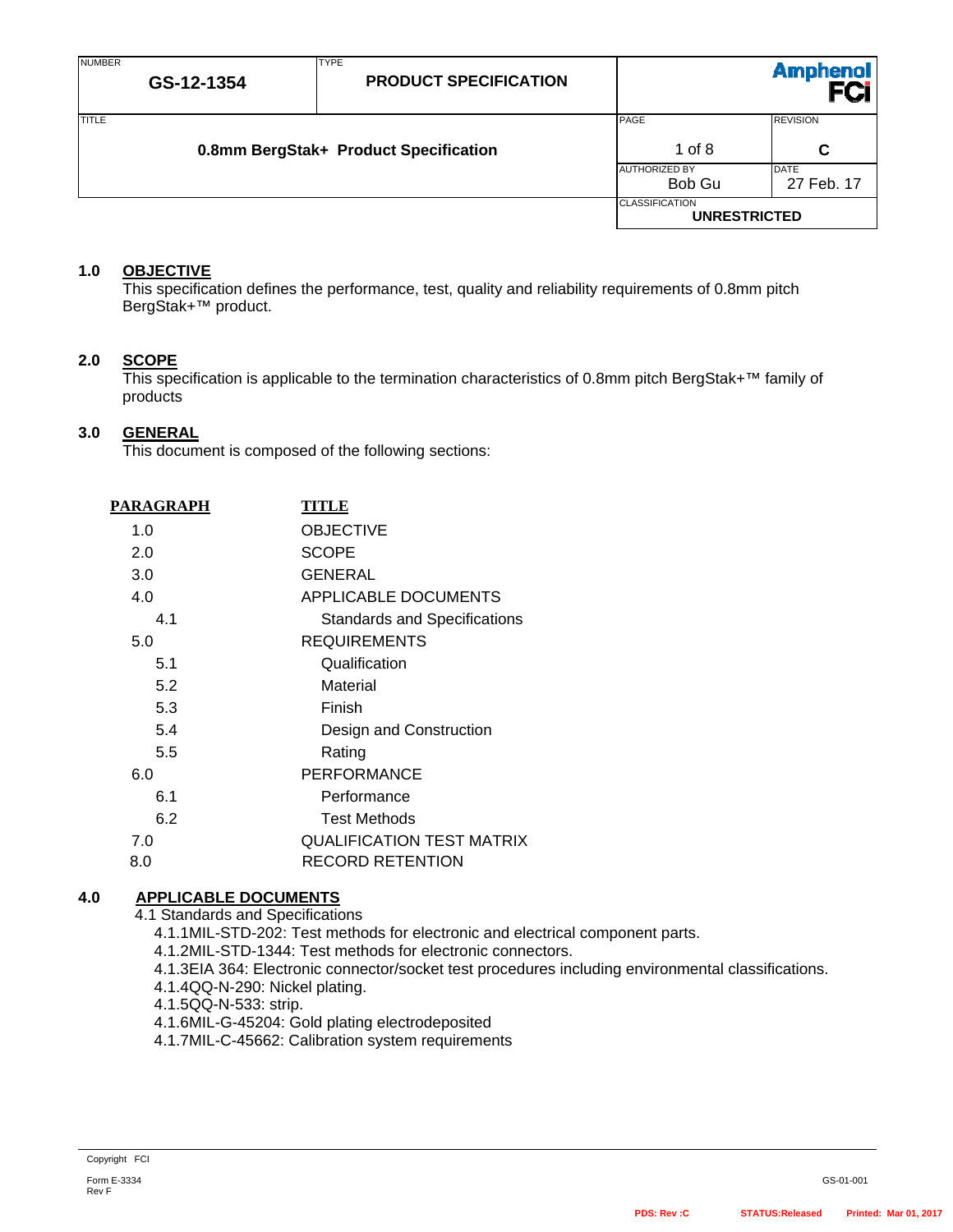| NUMBER | TYPE | |
|---|---|---|
| GS-12-1354 | PRODUCT SPECIFICATION | Amphenol FCi |

| TITLE | PAGE | REVISION |
|---|---|---|
| 0.8mm BergStak+ Product Specification | 1 of 8 | C |
| | AUTHORIZED BY: Bob Gu | DATE: 27 Feb. 17 |
| | CLASSIFICATION: UNRESTRICTED | |

## 1.0 OBJECTIVE

This specification defines the performance, test, quality and reliability requirements of 0.8mm pitch BergStak+™ product.

## 2.0 SCOPE

This specification is applicable to the termination characteristics of 0.8mm pitch BergStak+™ family of products

## 3.0 GENERAL

This document is composed of the following sections:

| PARAGRAPH | TITLE |
|---|---|
| 1.0 | OBJECTIVE |
| 2.0 | SCOPE |
| 3.0 | GENERAL |
| 4.0 | APPLICABLE DOCUMENTS |
| 4.1 | Standards and Specifications |
| 5.0 | REQUIREMENTS |
| 5.1 | Qualification |
| 5.2 | Material |
| 5.3 | Finish |
| 5.4 | Design and Construction |
| 5.5 | Rating |
| 6.0 | PERFORMANCE |
| 6.1 | Performance |
| 6.2 | Test Methods |
| 7.0 | QUALIFICATION TEST MATRIX |
| 8.0 | RECORD RETENTION |

## 4.0 APPLICABLE DOCUMENTS

4.1 Standards and Specifications

- 4.1.1MIL-STD-202: Test methods for electronic and electrical component parts.
- 4.1.2MIL-STD-1344: Test methods for electronic connectors.
- 4.1.3EIA 364: Electronic connector/socket test procedures including environmental classifications.
- 4.1.4QQ-N-290: Nickel plating.
- 4.1.5QQ-N-533: strip.
- 4.1.6MIL-G-45204: Gold plating electrodeposited
- 4.1.7MIL-C-45662: Calibration system requirements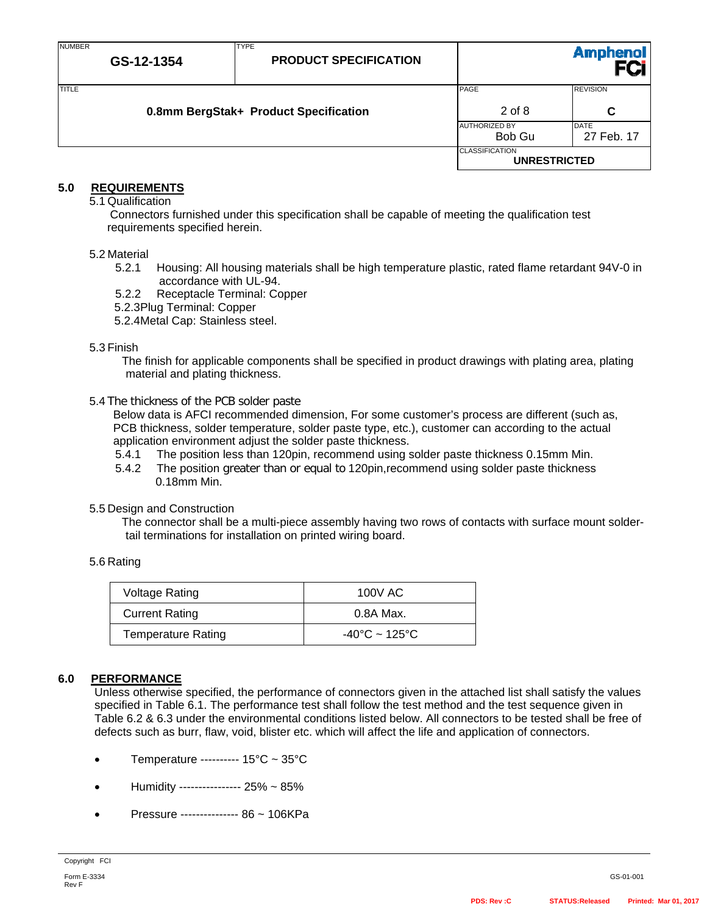## 5.0 REQUIREMENTS

5.1 Qualification

Connectors furnished under this specification shall be capable of meeting the qualification test requirements specified herein.

5.2 Material

5.2.1 Housing: All housing materials shall be high temperature plastic, rated flame retardant 94V-0 in accordance with UL-94.

5.2.2 Receptacle Terminal: Copper

5.2.3 Plug Terminal: Copper

5.2.4 Metal Cap: Stainless steel.

5.3 Finish

The finish for applicable components shall be specified in product drawings with plating area, plating material and plating thickness.

5.4 The thickness of the PCB solder paste

Below data is AFCI recommended dimension, For some customer's process are different (such as, PCB thickness, solder temperature, solder paste type, etc.), customer can according to the actual application environment adjust the solder paste thickness.

5.4.1 The position less than 120pin, recommend using solder paste thickness 0.15mm Min.

5.4.2 The position greater than or equal to 120pin,recommend using solder paste thickness 0.18mm Min.

5.5 Design and Construction

The connector shall be a multi-piece assembly having two rows of contacts with surface mount solder-tail terminations for installation on printed wiring board.

5.6 Rating

| Voltage Rating | 100V AC |
|---|---|
| Current Rating | 0.8A Max. |
| Temperature Rating | -40°C ~ 125°C |

## 6.0 PERFORMANCE

Unless otherwise specified, the performance of connectors given in the attached list shall satisfy the values specified in Table 6.1. The performance test shall follow the test method and the test sequence given in Table 6.2 & 6.3 under the environmental conditions listed below. All connectors to be tested shall be free of defects such as burr, flaw, void, blister etc. which will affect the life and application of connectors.

- Temperature ---------- 15°C ~ 35°C
- Humidity ---------------- 25% ~ 85%
- Pressure --------------- 86 ~ 106KPa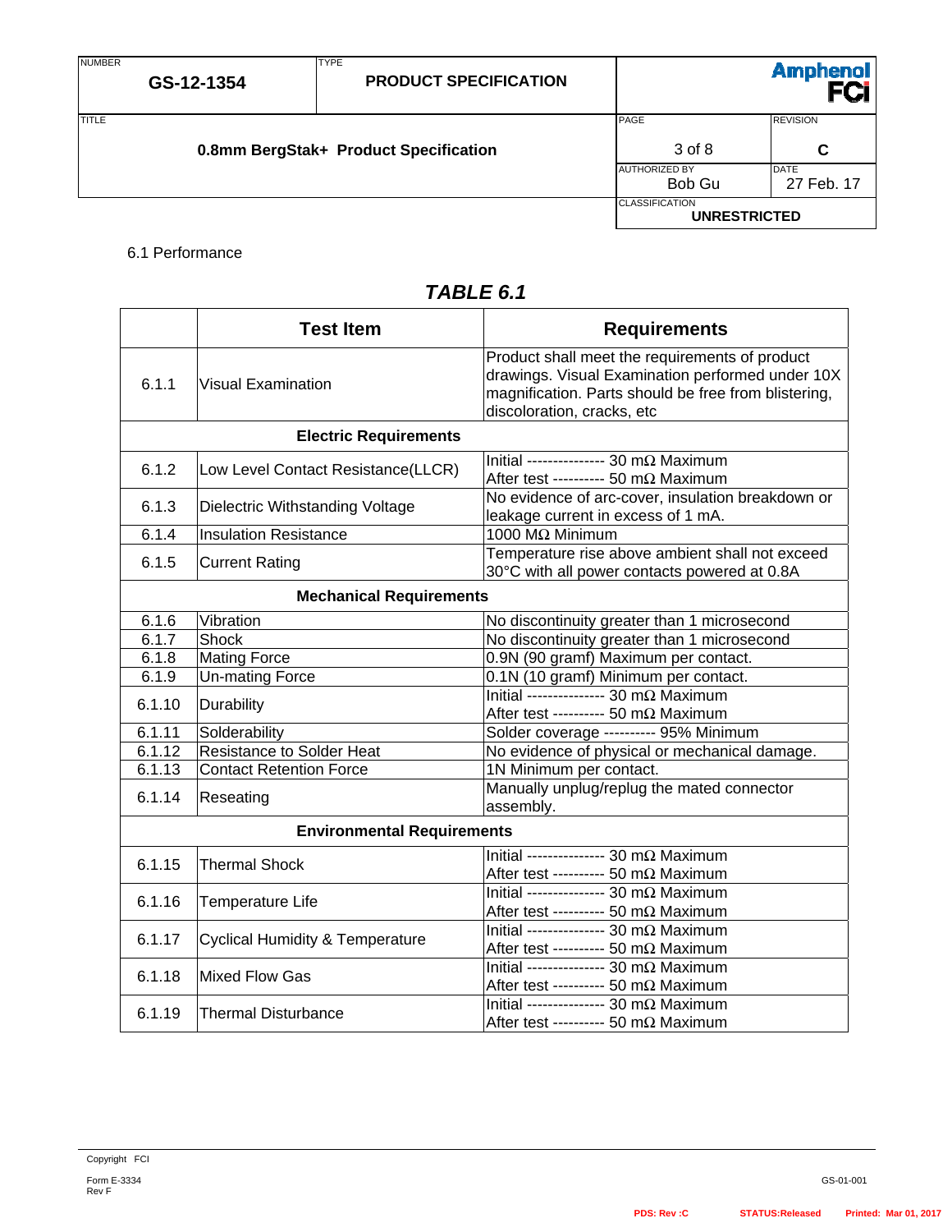6.1 Performance

## *TABLE 6.1*

| | Test Item | Requirements |
|---|---|---|
| 6.1.1 | Visual Examination | Product shall meet the requirements of product drawings. Visual Examination performed under 10X magnification. Parts should be free from blistering, discoloration, cracks, etc |
| | **Electric Requirements** | |
| 6.1.2 | Low Level Contact Resistance(LLCR) | Initial --------------- 30 mΩ Maximum<br>After test ---------- 50 mΩ Maximum |
| 6.1.3 | Dielectric Withstanding Voltage | No evidence of arc-cover, insulation breakdown or leakage current in excess of 1 mA. |
| 6.1.4 | Insulation Resistance | 1000 MΩ Minimum |
| 6.1.5 | Current Rating | Temperature rise above ambient shall not exceed 30°C with all power contacts powered at 0.8A |
| | **Mechanical Requirements** | |
| 6.1.6 | Vibration | No discontinuity greater than 1 microsecond |
| 6.1.7 | Shock | No discontinuity greater than 1 microsecond |
| 6.1.8 | Mating Force | 0.9N (90 gramf) Maximum per contact. |
| 6.1.9 | Un-mating Force | 0.1N (10 gramf) Minimum per contact. |
| 6.1.10 | Durability | Initial --------------- 30 mΩ Maximum<br>After test ---------- 50 mΩ Maximum |
| 6.1.11 | Solderability | Solder coverage ---------- 95% Minimum |
| 6.1.12 | Resistance to Solder Heat | No evidence of physical or mechanical damage. |
| 6.1.13 | Contact Retention Force | 1N Minimum per contact. |
| 6.1.14 | Reseating | Manually unplug/replug the mated connector assembly. |
| | **Environmental Requirements** | |
| 6.1.15 | Thermal Shock | Initial --------------- 30 mΩ Maximum<br>After test ---------- 50 mΩ Maximum |
| 6.1.16 | Temperature Life | Initial --------------- 30 mΩ Maximum<br>After test ---------- 50 mΩ Maximum |
| 6.1.17 | Cyclical Humidity & Temperature | Initial --------------- 30 mΩ Maximum<br>After test ---------- 50 mΩ Maximum |
| 6.1.18 | Mixed Flow Gas | Initial --------------- 30 mΩ Maximum<br>After test ---------- 50 mΩ Maximum |
| 6.1.19 | Thermal Disturbance | Initial --------------- 30 mΩ Maximum<br>After test ---------- 50 mΩ Maximum |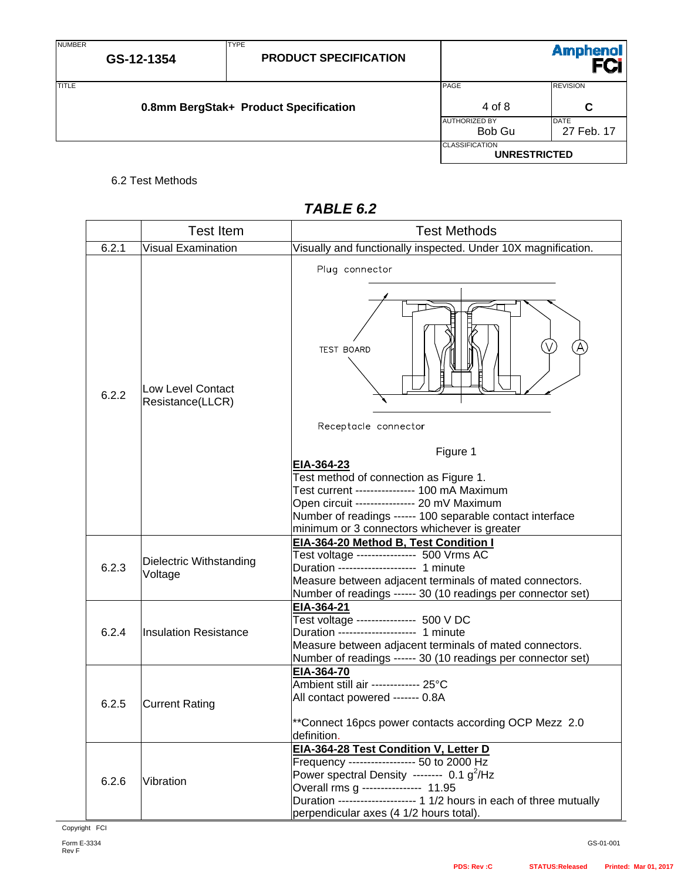6.2 Test Methods

## *TABLE 6.2*

| | Test Item | Test Methods |
|---|---|---|
| 6.2.1 | Visual Examination | Visually and functionally inspected. Under 10X magnification. |
| 6.2.2 | Low Level Contact Resistance(LLCR) | Plug connector<br>TEST BOARD<br>Receptacle connector<br>Figure 1<br>**EIA-364-23**<br>Test method of connection as Figure 1.<br>Test current ---------------- 100 mA Maximum<br>Open circuit ---------------- 20 mV Maximum<br>Number of readings ------ 100 separable contact interface minimum or 3 connectors whichever is greater |
| 6.2.3 | Dielectric Withstanding Voltage | **EIA-364-20 Method B, Test Condition I**<br>Test voltage ---------------- 500 Vrms AC<br>Duration --------------------- 1 minute<br>Measure between adjacent terminals of mated connectors.<br>Number of readings ------ 30 (10 readings per connector set) |
| 6.2.4 | Insulation Resistance | **EIA-364-21**<br>Test voltage ---------------- 500 V DC<br>Duration --------------------- 1 minute<br>Measure between adjacent terminals of mated connectors.<br>Number of readings ------ 30 (10 readings per connector set) |
| 6.2.5 | Current Rating | **EIA-364-70**<br>Ambient still air ------------- 25°C<br>All contact powered ------- 0.8A<br><br>**Connect 16pcs power contacts according OCP Mezz 2.0 definition. |
| 6.2.6 | Vibration | **EIA-364-28 Test Condition V, Letter D**<br>Frequency ------------------ 50 to 2000 Hz<br>Power spectral Density -------- 0.1 $g^2$/Hz<br>Overall rms g ---------------- 11.95<br>Duration --------------------- 1 1/2 hours in each of three mutually perpendicular axes (4 1/2 hours total). |

Copyright FCI

Form E-3334
Rev F

GS-01-001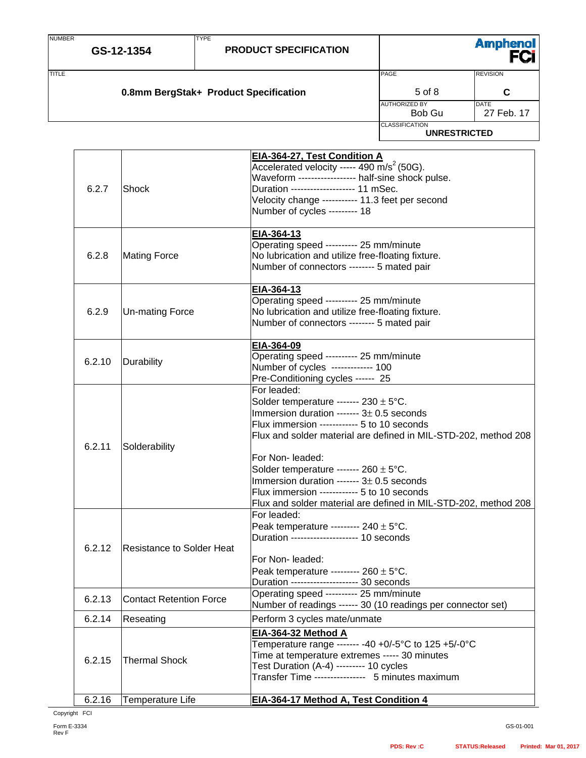| | | |
|---|---|---|
| 6.2.7 | Shock | **EIA-364-27, Test Condition A**<br>Accelerated velocity ----- 490 m/s$^2$ (50G).<br>Waveform ----------------- half-sine shock pulse.<br>Duration -------------------- 11 mSec.<br>Velocity change ----------- 11.3 feet per second<br>Number of cycles --------- 18 |
| 6.2.8 | Mating Force | **EIA-364-13**<br>Operating speed ---------- 25 mm/minute<br>No lubrication and utilize free-floating fixture.<br>Number of connectors -------- 5 mated pair |
| 6.2.9 | Un-mating Force | **EIA-364-13**<br>Operating speed ---------- 25 mm/minute<br>No lubrication and utilize free-floating fixture.<br>Number of connectors -------- 5 mated pair |
| 6.2.10 | Durability | **EIA-364-09**<br>Operating speed ---------- 25 mm/minute<br>Number of cycles ------------- 100<br>Pre-Conditioning cycles ------ 25 |
| 6.2.11 | Solderability | For leaded:<br>Solder temperature ------- 230 ± 5°C.<br>Immersion duration ------- 3± 0.5 seconds<br>Flux immersion ------------ 5 to 10 seconds<br>Flux and solder material are defined in MIL-STD-202, method 208<br><br>For Non- leaded:<br>Solder temperature ------- 260 ± 5°C.<br>Immersion duration ------- 3± 0.5 seconds<br>Flux immersion ------------ 5 to 10 seconds<br>Flux and solder material are defined in MIL-STD-202, method 208 |
| 6.2.12 | Resistance to Solder Heat | For leaded:<br>Peak temperature --------- 240 ± 5°C.<br>Duration -------------------- 10 seconds<br><br>For Non- leaded:<br>Peak temperature --------- 260 ± 5°C.<br>Duration -------------------- 30 seconds |
| 6.2.13 | Contact Retention Force | Operating speed ---------- 25 mm/minute<br>Number of readings ------ 30 (10 readings per connector set) |
| 6.2.14 | Reseating | Perform 3 cycles mate/unmate |
| 6.2.15 | Thermal Shock | **EIA-364-32 Method A**<br>Temperature range ------- -40 +0/-5°C to 125 +5/-0°C<br>Time at temperature extremes ----- 30 minutes<br>Test Duration (A-4) --------- 10 cycles<br>Transfer Time ---------------- 5 minutes maximum |
| 6.2.16 | Temperature Life | **EIA-364-17 Method A, Test Condition 4** |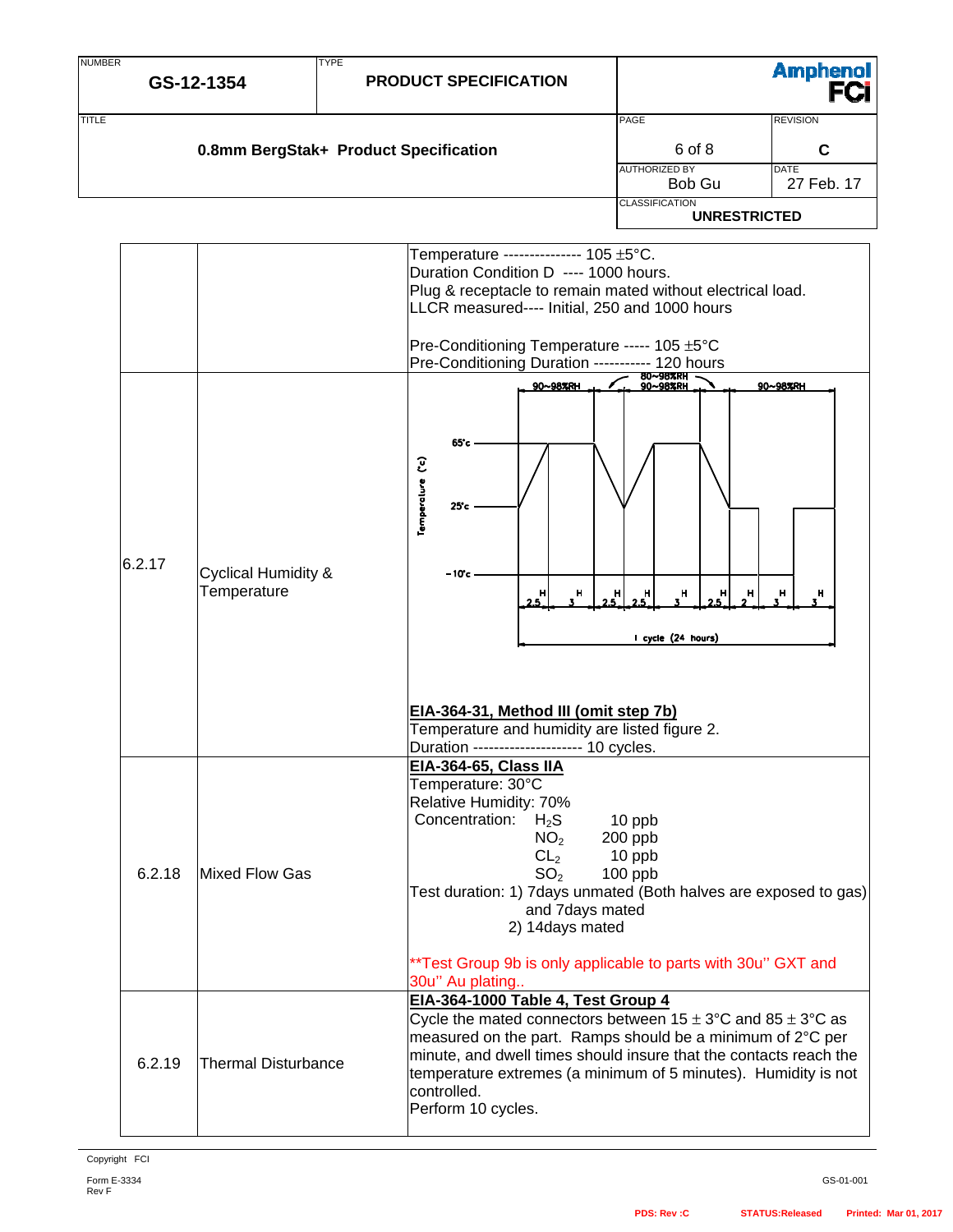| | | |
|---|---|---|
| | | Temperature --------------- 105 ±5°C.<br>Duration Condition D ---- 1000 hours.<br>Plug & receptacle to remain mated without electrical load.<br>LLCR measured---- Initial, 250 and 1000 hours<br><br>Pre-Conditioning Temperature ----- 105 ±5°C<br>Pre-Conditioning Duration ----------- 120 hours |
| 6.2.17 | Cyclical Humidity & Temperature | 90~98%RH / 80~98%RH / 90~98%RH / 90~98%RH<br>65°c / 25°c / -10°c<br>Temperature (°c)<br>H 2.5 / H 3 / H 2.5 / H 2.5 / H 3 / H 2.5 / H 2 / H 3 / H 3<br>1 cycle (24 hours)<br><br>**EIA-364-31, Method III (omit step 7b)**<br>Temperature and humidity are listed figure 2.<br>Duration --------------------- 10 cycles. |
| 6.2.18 | Mixed Flow Gas | **EIA-364-65, Class IIA**<br>Temperature: 30°C<br>Relative Humidity: 70%<br>Concentration: $H_2S$ 10 ppb<br>$NO_2$ 200 ppb<br>$CL_2$ 10 ppb<br>$SO_2$ 100 ppb<br>Test duration: 1) 7days unmated (Both halves are exposed to gas) and 7days mated<br>2) 14days mated<br><br>**Test Group 9b is only applicable to parts with 30u'' GXT and 30u'' Au plating.. |
| 6.2.19 | Thermal Disturbance | **EIA-364-1000 Table 4, Test Group 4**<br>Cycle the mated connectors between 15 ± 3°C and 85 ± 3°C as measured on the part. Ramps should be a minimum of 2°C per minute, and dwell times should insure that the contacts reach the temperature extremes (a minimum of 5 minutes). Humidity is not controlled.<br>Perform 10 cycles. |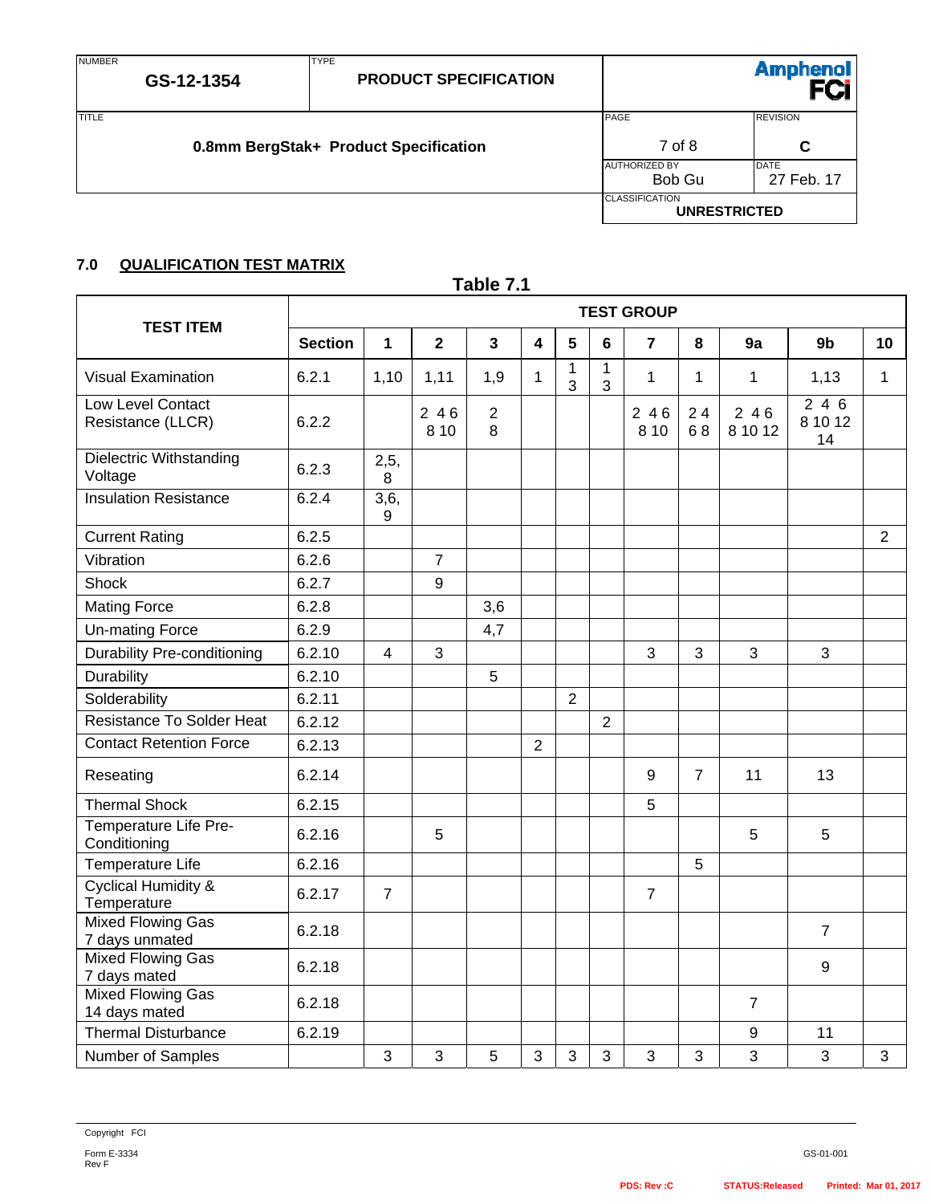## 7.0 QUALIFICATION TEST MATRIX

**Table 7.1**

| TEST ITEM | TEST GROUP | | | | | | | | | | | |
|---|---|---|---|---|---|---|---|---|---|---|---|---|
| | Section | 1 | 2 | 3 | 4 | 5 | 6 | 7 | 8 | 9a | 9b | 10 |
| Visual Examination | 6.2.1 | 1,10 | 1,11 | 1,9 | 1 | 1 3 | 1 3 | 1 | 1 | 1 | 1,13 | 1 |
| Low Level Contact Resistance (LLCR) | 6.2.2 | | 2 4 6 8 10 | 2 8 | | | | 2 4 6 8 10 | 2 4 6 8 | 2 4 6 8 10 12 | 2 4 6 8 10 12 14 | |
| Dielectric Withstanding Voltage | 6.2.3 | 2,5, 8 | | | | | | | | | | |
| Insulation Resistance | 6.2.4 | 3,6, 9 | | | | | | | | | | |
| Current Rating | 6.2.5 | | | | | | | | | | | 2 |
| Vibration | 6.2.6 | | 7 | | | | | | | | | |
| Shock | 6.2.7 | | 9 | | | | | | | | | |
| Mating Force | 6.2.8 | | | 3,6 | | | | | | | | |
| Un-mating Force | 6.2.9 | | | 4,7 | | | | | | | | |
| Durability Pre-conditioning | 6.2.10 | 4 | 3 | | | | | 3 | 3 | 3 | 3 | |
| Durability | 6.2.10 | | | 5 | | | | | | | | |
| Solderability | 6.2.11 | | | | | 2 | | | | | | |
| Resistance To Solder Heat | 6.2.12 | | | | | | 2 | | | | | |
| Contact Retention Force | 6.2.13 | | | | 2 | | | | | | | |
| Reseating | 6.2.14 | | | | | | | 9 | 7 | 11 | 13 | |
| Thermal Shock | 6.2.15 | | | | | | | 5 | | | | |
| Temperature Life Pre-Conditioning | 6.2.16 | | 5 | | | | | | | 5 | 5 | |
| Temperature Life | 6.2.16 | | | | | | | | 5 | | | |
| Cyclical Humidity & Temperature | 6.2.17 | 7 | | | | | | 7 | | | | |
| Mixed Flowing Gas 7 days unmated | 6.2.18 | | | | | | | | | | 7 | |
| Mixed Flowing Gas 7 days mated | 6.2.18 | | | | | | | | | | 9 | |
| Mixed Flowing Gas 14 days mated | 6.2.18 | | | | | | | | | 7 | | |
| Thermal Disturbance | 6.2.19 | | | | | | | | | 9 | 11 | |
| Number of Samples | | 3 | 3 | 5 | 3 | 3 | 3 | 3 | 3 | 3 | 3 | 3 |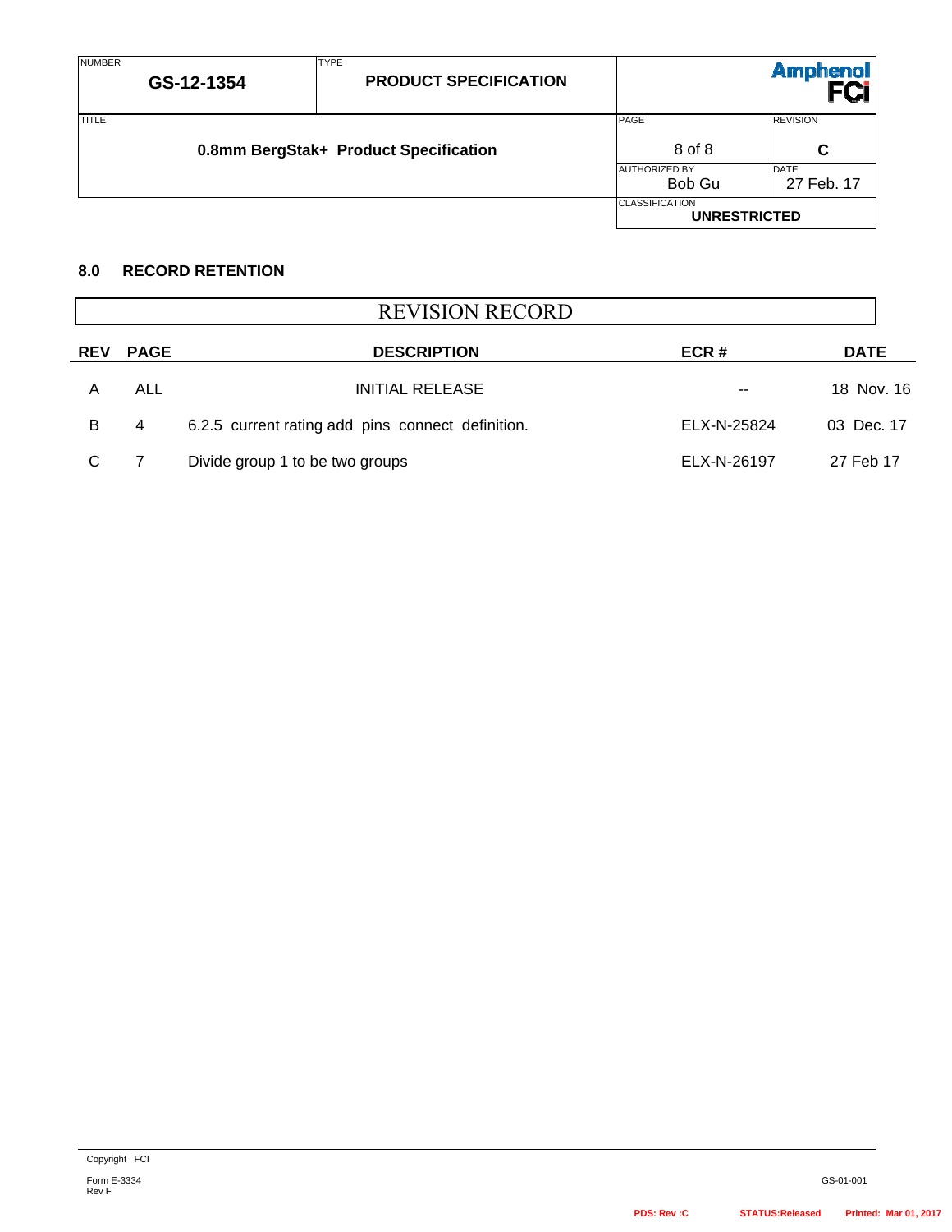### 8.0 RECORD RETENTION

## REVISION RECORD

| REV | PAGE | DESCRIPTION | ECR # | DATE |
|---|---|---|---|---|
| A | ALL | INITIAL RELEASE | -- | 18 Nov. 16 |
| B | 4 | 6.2.5 current rating add pins connect definition. | ELX-N-25824 | 03 Dec. 17 |
| C | 7 | Divide group 1 to be two groups | ELX-N-26197 | 27 Feb 17 |